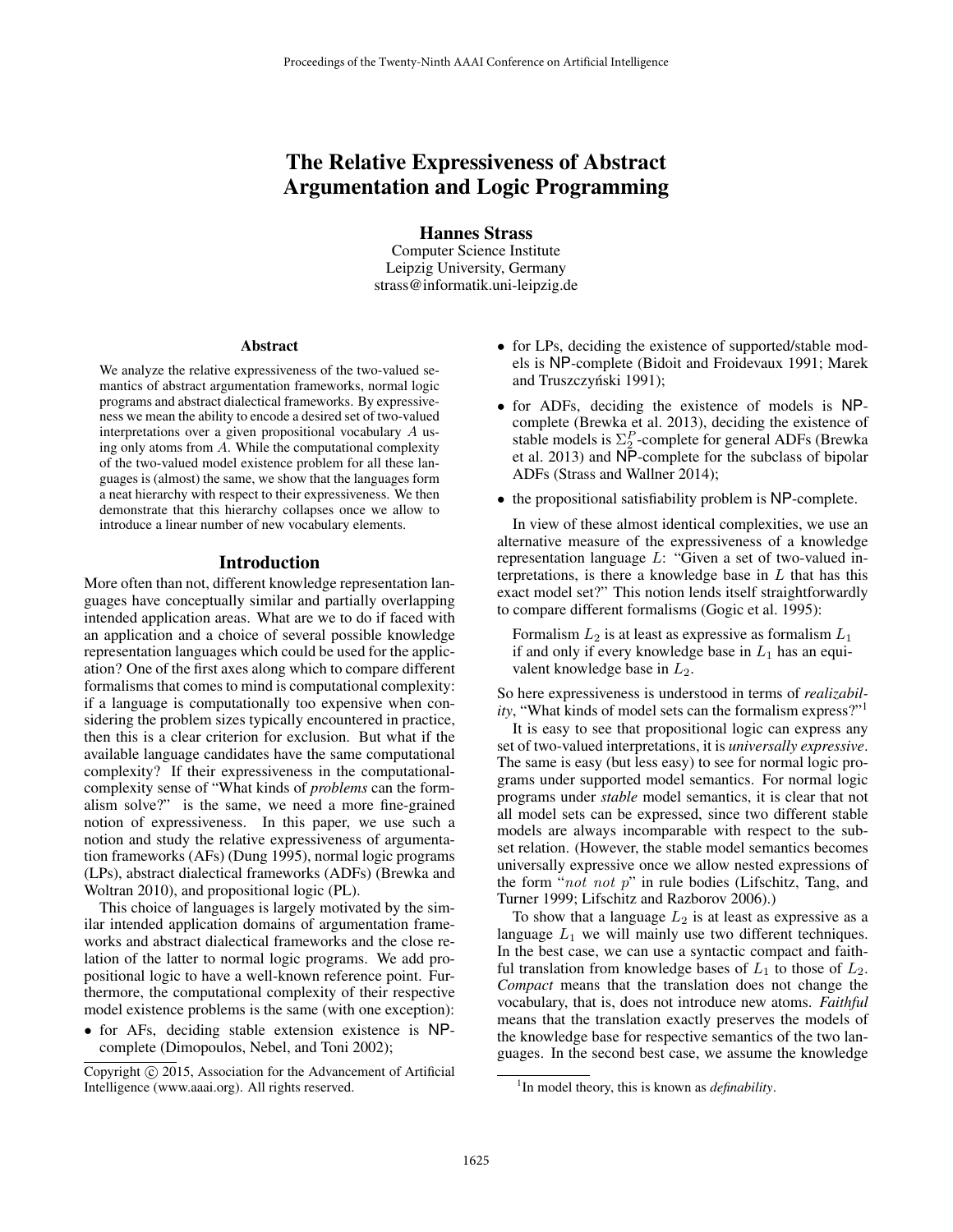# The Relative Expressiveness of Abstract Argumentation and Logic Programming

**Hannes Strass**
Computer Science Institute
Leipzig University, Germany
strass@informatik.uni-leipzig.de

## Abstract

We analyze the relative expressiveness of the two-valued semantics of abstract argumentation frameworks, normal logic programs and abstract dialectical frameworks. By expressiveness we mean the ability to encode a desired set of two-valued interpretations over a given propositional vocabulary $A$ using only atoms from $A$. While the computational complexity of the two-valued model existence problem for all these languages is (almost) the same, we show that the languages form a neat hierarchy with respect to their expressiveness. We then demonstrate that this hierarchy collapses once we allow to introduce a linear number of new vocabulary elements.

## Introduction

More often than not, different knowledge representation languages have conceptually similar and partially overlapping intended application areas. What are we to do if faced with an application and a choice of several possible knowledge representation languages which could be used for the application? One of the first axes along which to compare different formalisms that comes to mind is computational complexity: if a language is computationally too expensive when considering the problem sizes typically encountered in practice, then this is a clear criterion for exclusion. But what if the available language candidates have the same computational complexity? If their expressiveness in the computational-complexity sense of "What kinds of *problems* can the formalism solve?" is the same, we need a more fine-grained notion of expressiveness. In this paper, we use such a notion and study the relative expressiveness of argumentation frameworks (AFs) (Dung 1995), normal logic programs (LPs), abstract dialectical frameworks (ADFs) (Brewka and Woltran 2010), and propositional logic (PL).

This choice of languages is largely motivated by the similar intended application domains of argumentation frameworks and abstract dialectical frameworks and the close relation of the latter to normal logic programs. We add propositional logic to have a well-known reference point. Furthermore, the computational complexity of their respective model existence problems is the same (with one exception):

- for AFs, deciding stable extension existence is NP-complete (Dimopoulos, Nebel, and Toni 2002);
- for LPs, deciding the existence of supported/stable models is NP-complete (Bidoit and Froidevaux 1991; Marek and Truszczyński 1991);
- for ADFs, deciding the existence of models is NP-complete (Brewka et al. 2013), deciding the existence of stable models is $\Sigma_2^P$-complete for general ADFs (Brewka et al. 2013) and NP-complete for the subclass of bipolar ADFs (Strass and Wallner 2014);
- the propositional satisfiability problem is NP-complete.

In view of these almost identical complexities, we use an alternative measure of the expressiveness of a knowledge representation language $L$: "Given a set of two-valued interpretations, is there a knowledge base in $L$ that has this exact model set?" This notion lends itself straightforwardly to compare different formalisms (Gogic et al. 1995):

> Formalism $L_2$ is at least as expressive as formalism $L_1$ if and only if every knowledge base in $L_1$ has an equivalent knowledge base in $L_2$.

So here expressiveness is understood in terms of *realizability*, "What kinds of model sets can the formalism express?"[1]

It is easy to see that propositional logic can express any set of two-valued interpretations, it is *universally expressive*. The same is easy (but less easy) to see for normal logic programs under supported model semantics. For normal logic programs under *stable* model semantics, it is clear that not all model sets can be expressed, since two different stable models are always incomparable with respect to the subset relation. (However, the stable model semantics becomes universally expressive once we allow nested expressions of the form "$not\ not\ p$" in rule bodies (Lifschitz, Tang, and Turner 1999; Lifschitz and Razborov 2006).)

To show that a language $L_2$ is at least as expressive as a language $L_1$ we will mainly use two different techniques. In the best case, we can use a syntactic compact and faithful translation from knowledge bases of $L_1$ to those of $L_2$. *Compact* means that the translation does not change the vocabulary, that is, does not introduce new atoms. *Faithful* means that the translation exactly preserves the models of the knowledge base for respective semantics of the two languages. In the second best case, we assume the knowledge

[1] In model theory, this is known as *definability*.

Copyright © 2015, Association for the Advancement of Artificial Intelligence (www.aaai.org). All rights reserved.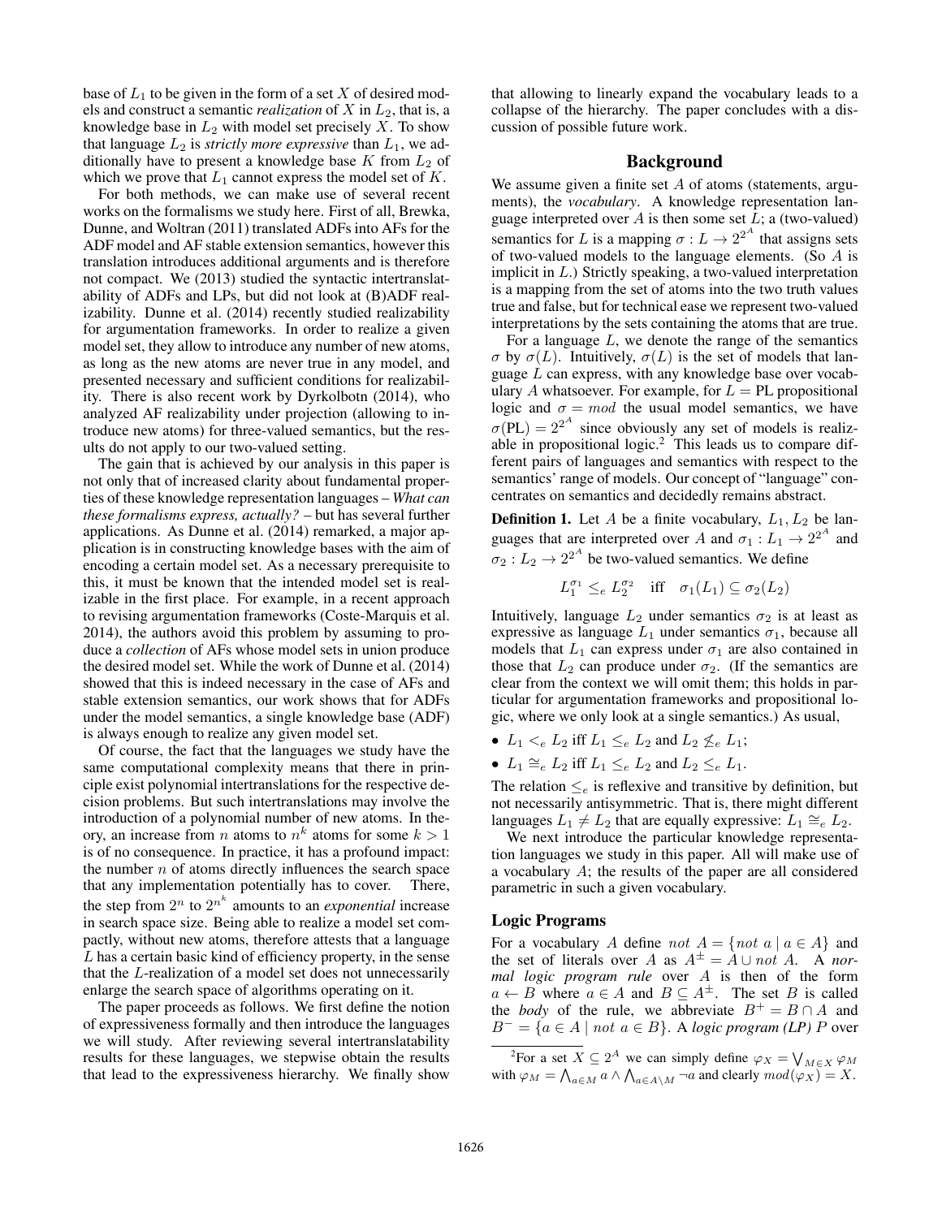base of $L_1$ to be given in the form of a set $X$ of desired models and construct a semantic *realization* of $X$ in $L_2$, that is, a knowledge base in $L_2$ with model set precisely $X$. To show that language $L_2$ is *strictly more expressive* than $L_1$, we additionally have to present a knowledge base $K$ from $L_2$ of which we prove that $L_1$ cannot express the model set of $K$.

For both methods, we can make use of several recent works on the formalisms we study here. First of all, Brewka, Dunne, and Woltran (2011) translated ADFs into AFs for the ADF model and AF stable extension semantics, however this translation introduces additional arguments and is therefore not compact. We (2013) studied the syntactic intertranslatability of ADFs and LPs, but did not look at (B)ADF realizability. Dunne et al. (2014) recently studied realizability for argumentation frameworks. In order to realize a given model set, they allow to introduce any number of new atoms, as long as the new atoms are never true in any model, and presented necessary and sufficient conditions for realizability. There is also recent work by Dyrkolbotn (2014), who analyzed AF realizability under projection (allowing to introduce new atoms) for three-valued semantics, but the results do not apply to our two-valued setting.

The gain that is achieved by our analysis in this paper is not only that of increased clarity about fundamental properties of these knowledge representation languages – *What can these formalisms express, actually?* – but has several further applications. As Dunne et al. (2014) remarked, a major application is in constructing knowledge bases with the aim of encoding a certain model set. As a necessary prerequisite to this, it must be known that the intended model set is realizable in the first place. For example, in a recent approach to revising argumentation frameworks (Coste-Marquis et al. 2014), the authors avoid this problem by assuming to produce a *collection* of AFs whose model sets in union produce the desired model set. While the work of Dunne et al. (2014) showed that this is indeed necessary in the case of AFs and stable extension semantics, our work shows that for ADFs under the model semantics, a single knowledge base (ADF) is always enough to realize any given model set.

Of course, the fact that the languages we study have the same computational complexity means that there in principle exist polynomial intertranslations for the respective decision problems. But such intertranslations may involve the introduction of a polynomial number of new atoms. In theory, an increase from $n$ atoms to $n^k$ atoms for some $k > 1$ is of no consequence. In practice, it has a profound impact: the number $n$ of atoms directly influences the search space that any implementation potentially has to cover. There, the step from $2^n$ to $2^{n^k}$ amounts to an *exponential* increase in search space size. Being able to realize a model set compactly, without new atoms, therefore attests that a language $L$ has a certain basic kind of efficiency property, in the sense that the $L$-realization of a model set does not unnecessarily enlarge the search space of algorithms operating on it.

The paper proceeds as follows. We first define the notion of expressiveness formally and then introduce the languages we will study. After reviewing several intertranslatability results for these languages, we stepwise obtain the results that lead to the expressiveness hierarchy. We finally show that allowing to linearly expand the vocabulary leads to a collapse of the hierarchy. The paper concludes with a discussion of possible future work.

## Background

We assume given a finite set $A$ of atoms (statements, arguments), the *vocabulary*. A knowledge representation language interpreted over $A$ is then some set $L$; a (two-valued) semantics for $L$ is a mapping $\sigma : L \to 2^{2^A}$ that assigns sets of two-valued models to the language elements. (So $A$ is implicit in $L$.) Strictly speaking, a two-valued interpretation is a mapping from the set of atoms into the two truth values true and false, but for technical ease we represent two-valued interpretations by the sets containing the atoms that are true.

For a language $L$, we denote the range of the semantics $\sigma$ by $\sigma(L)$. Intuitively, $\sigma(L)$ is the set of models that language $L$ can express, with any knowledge base over vocabulary $A$ whatsoever. For example, for $L = \text{PL}$ propositional logic and $\sigma = mod$ the usual model semantics, we have $\sigma(\text{PL}) = 2^{2^A}$ since obviously any set of models is realizable in propositional logic.[2] This leads us to compare different pairs of languages and semantics with respect to the semantics' range of models. Our concept of "language" concentrates on semantics and decidedly remains abstract.

**Definition 1.** Let $A$ be a finite vocabulary, $L_1, L_2$ be languages that are interpreted over $A$ and $\sigma_1 : L_1 \to 2^{2^A}$ and $\sigma_2 : L_2 \to 2^{2^A}$ be two-valued semantics. We define

$$L_1^{\sigma_1} \leq_e L_2^{\sigma_2} \quad \text{iff} \quad \sigma_1(L_1) \subseteq \sigma_2(L_2)$$

Intuitively, language $L_2$ under semantics $\sigma_2$ is at least as expressive as language $L_1$ under semantics $\sigma_1$, because all models that $L_1$ can express under $\sigma_1$ are also contained in those that $L_2$ can produce under $\sigma_2$. (If the semantics are clear from the context we will omit them; this holds in particular for argumentation frameworks and propositional logic, where we only look at a single semantics.) As usual,

- $L_1 <_e L_2$ iff $L_1 \leq_e L_2$ and $L_2 \not\leq_e L_1$;
- $L_1 \cong_e L_2$ iff $L_1 \leq_e L_2$ and $L_2 \leq_e L_1$.

The relation $\leq_e$ is reflexive and transitive by definition, but not necessarily antisymmetric. That is, there might different languages $L_1 \neq L_2$ that are equally expressive: $L_1 \cong_e L_2$.

We next introduce the particular knowledge representation languages we study in this paper. All will make use of a vocabulary $A$; the results of the paper are all considered parametric in such a given vocabulary.

### Logic Programs

For a vocabulary $A$ define $not\ A = \{not\ a \mid a \in A\}$ and the set of literals over $A$ as $A^{\pm} = A \cup not\ A$. A *normal logic program rule* over $A$ is then of the form $a \leftarrow B$ where $a \in A$ and $B \subseteq A^{\pm}$. The set $B$ is called the *body* of the rule, we abbreviate $B^+ = B \cap A$ and $B^- = \{a \in A \mid not\ a \in B\}$. A *logic program (LP)* $P$ over

[2] For a set $X \subseteq 2^A$ we can simply define $\varphi_X = \bigvee_{M \in X} \varphi_M$ with $\varphi_M = \bigwedge_{a \in M} a \wedge \bigwedge_{a \in A \setminus M} \neg a$ and clearly $mod(\varphi_X) = X$.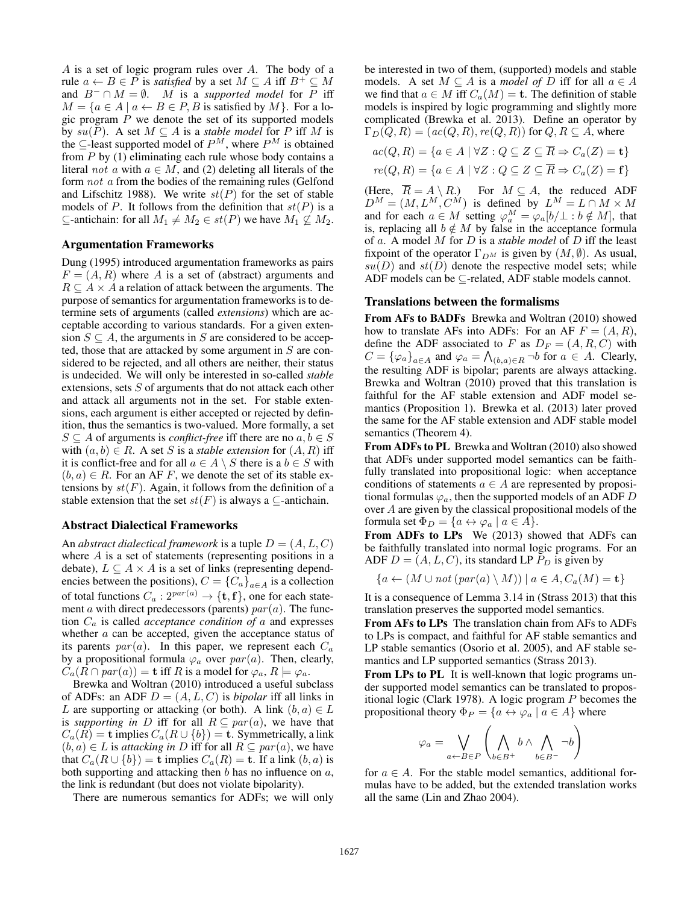$A$ is a set of logic program rules over $A$. The body of a rule $a \leftarrow B \in P$ is *satisfied* by a set $M \subseteq A$ iff $B^+ \subseteq M$ and $B^- \cap M = \emptyset$. $M$ is a *supported model* for $P$ iff $M = \{a \in A \mid a \leftarrow B \in P, B \text{ is satisfied by } M\}$. For a logic program $P$ we denote the set of its supported models by $su(P)$. A set $M \subseteq A$ is a *stable model* for $P$ iff $M$ is the $\subseteq$-least supported model of $P^M$, where $P^M$ is obtained from $P$ by (1) eliminating each rule whose body contains a literal *not* $a$ with $a \in M$, and (2) deleting all literals of the form *not* $a$ from the bodies of the remaining rules (Gelfond and Lifschitz 1988). We write $st(P)$ for the set of stable models of $P$. It follows from the definition that $st(P)$ is a $\subseteq$-antichain: for all $M_1 \neq M_2 \in st(P)$ we have $M_1 \not\subseteq M_2$.

### Argumentation Frameworks

Dung (1995) introduced argumentation frameworks as pairs $F = (A, R)$ where $A$ is a set of (abstract) arguments and $R \subseteq A \times A$ a relation of attack between the arguments. The purpose of semantics for argumentation frameworks is to determine sets of arguments (called *extensions*) which are acceptable according to various standards. For a given extension $S \subseteq A$, the arguments in $S$ are considered to be accepted, those that are attacked by some argument in $S$ are considered to be rejected, and all others are neither, their status is undecided. We will only be interested in so-called *stable* extensions, sets $S$ of arguments that do not attack each other and attack all arguments not in the set. For stable extensions, each argument is either accepted or rejected by definition, thus the semantics is two-valued. More formally, a set $S \subseteq A$ of arguments is *conflict-free* iff there are no $a, b \in S$ with $(a, b) \in R$. A set $S$ is a *stable extension* for $(A, R)$ iff it is conflict-free and for all $a \in A \setminus S$ there is a $b \in S$ with $(b, a) \in R$. For an AF $F$, we denote the set of its stable extensions by $st(F)$. Again, it follows from the definition of a stable extension that the set $st(F)$ is always a $\subseteq$-antichain.

### Abstract Dialectical Frameworks

An *abstract dialectical framework* is a tuple $D = (A, L, C)$ where $A$ is a set of statements (representing positions in a debate), $L \subseteq A \times A$ is a set of links (representing dependencies between the positions), $C = \{C_a\}_{a \in A}$ is a collection of total functions $C_a : 2^{par(a)} \to \{\mathbf{t}, \mathbf{f}\}$, one for each statement $a$ with direct predecessors (parents) $par(a)$. The function $C_a$ is called *acceptance condition of* $a$ and expresses whether $a$ can be accepted, given the acceptance status of its parents $par(a)$. In this paper, we represent each $C_a$ by a propositional formula $\varphi_a$ over $par(a)$. Then, clearly, $C_a(R \cap par(a)) = \mathbf{t}$ iff $R$ is a model for $\varphi_a$, $R \models \varphi_a$.

Brewka and Woltran (2010) introduced a useful subclass of ADFs: an ADF $D = (A, L, C)$ is *bipolar* iff all links in $L$ are supporting or attacking (or both). A link $(b, a) \in L$ is *supporting in* $D$ iff for all $R \subseteq par(a)$, we have that $C_a(R) = \mathbf{t}$ implies $C_a(R \cup \{b\}) = \mathbf{t}$. Symmetrically, a link $(b, a) \in L$ is *attacking in* $D$ iff for all $R \subseteq par(a)$, we have that $C_a(R \cup \{b\}) = \mathbf{t}$ implies $C_a(R) = \mathbf{t}$. If a link $(b, a)$ is both supporting and attacking then $b$ has no influence on $a$, the link is redundant (but does not violate bipolarity).

There are numerous semantics for ADFs; we will only be interested in two of them, (supported) models and stable models. A set $M \subseteq A$ is a *model of* $D$ iff for all $a \in A$ we find that $a \in M$ iff $C_a(M) = \mathbf{t}$. The definition of stable models is inspired by logic programming and slightly more complicated (Brewka et al. 2013). Define an operator by $\Gamma_D(Q, R) = (ac(Q, R), re(Q, R))$ for $Q, R \subseteq A$, where

$$ac(Q, R) = \{a \in A \mid \forall Z : Q \subseteq Z \subseteq \overline{R} \Rightarrow C_a(Z) = \mathbf{t}\}$$

$$re(Q, R) = \{a \in A \mid \forall Z : Q \subseteq Z \subseteq \overline{R} \Rightarrow C_a(Z) = \mathbf{f}\}$$

(Here, $\overline{R} = A \setminus R$.) For $M \subseteq A$, the reduced ADF $D^M = (M, L^M, C^M)$ is defined by $L^M = L \cap M \times M$ and for each $a \in M$ setting $\varphi_a^M = \varphi_a[b/\bot : b \notin M]$, that is, replacing all $b \notin M$ by false in the acceptance formula of $a$. A model $M$ for $D$ is a *stable model* of $D$ iff the least fixpoint of the operator $\Gamma_{D^M}$ is given by $(M, \emptyset)$. As usual, $su(D)$ and $st(D)$ denote the respective model sets; while ADF models can be $\subseteq$-related, ADF stable models cannot.

### Translations between the formalisms

**From AFs to BADFs** Brewka and Woltran (2010) showed how to translate AFs into ADFs: For an AF $F = (A, R)$, define the ADF associated to $F$ as $D_F = (A, R, C)$ with $C = \{\varphi_a\}_{a \in A}$ and $\varphi_a = \bigwedge_{(b,a) \in R} \neg b$ for $a \in A$. Clearly, the resulting ADF is bipolar; parents are always attacking. Brewka and Woltran (2010) proved that this translation is faithful for the AF stable extension and ADF model semantics (Proposition 1). Brewka et al. (2013) later proved the same for the AF stable extension and ADF stable model semantics (Theorem 4).

**From ADFs to PL** Brewka and Woltran (2010) also showed that ADFs under supported model semantics can be faithfully translated into propositional logic: when acceptance conditions of statements $a \in A$ are represented by propositional formulas $\varphi_a$, then the supported models of an ADF $D$ over $A$ are given by the classical propositional models of the formula set $\Phi_D = \{a \leftrightarrow \varphi_a \mid a \in A\}$.

**From ADFs to LPs** We (2013) showed that ADFs can be faithfully translated into normal logic programs. For an ADF $D = (A, L, C)$, its standard LP $P_D$ is given by

$$\{a \leftarrow (M \cup not\,(par(a) \setminus M)) \mid a \in A, C_a(M) = \mathbf{t}\}$$

It is a consequence of Lemma 3.14 in (Strass 2013) that this translation preserves the supported model semantics.

**From AFs to LPs** The translation chain from AFs to ADFs to LPs is compact, and faithful for AF stable semantics and LP stable semantics (Osorio et al. 2005), and AF stable semantics and LP supported semantics (Strass 2013).

**From LPs to PL** It is well-known that logic programs under supported model semantics can be translated to propositional logic (Clark 1978). A logic program $P$ becomes the propositional theory $\Phi_P = \{a \leftrightarrow \varphi_a \mid a \in A\}$ where

$$\varphi_a = \bigvee_{a \leftarrow B \in P} \left( \bigwedge_{b \in B^+} b \wedge \bigwedge_{b \in B^-} \neg b \right)$$

for $a \in A$. For the stable model semantics, additional formulas have to be added, but the extended translation works all the same (Lin and Zhao 2004).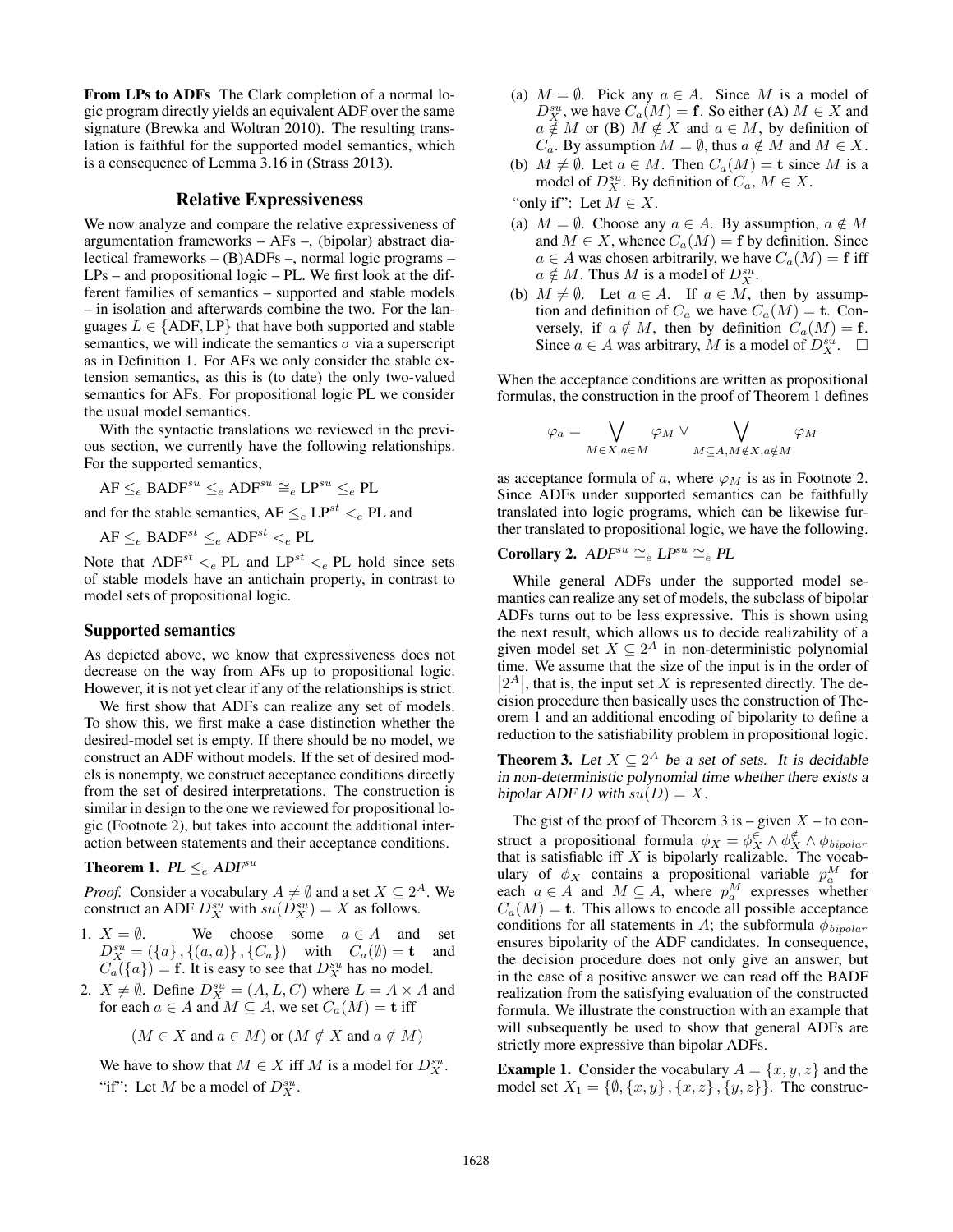**From LPs to ADFs** The Clark completion of a normal logic program directly yields an equivalent ADF over the same signature (Brewka and Woltran 2010). The resulting translation is faithful for the supported model semantics, which is a consequence of Lemma 3.16 in (Strass 2013).

## Relative Expressiveness

We now analyze and compare the relative expressiveness of argumentation frameworks – AFs –, (bipolar) abstract dialectical frameworks – (B)ADFs –, normal logic programs – LPs – and propositional logic – PL. We first look at the different families of semantics – supported and stable models – in isolation and afterwards combine the two. For the languages $L \in \{\text{ADF}, \text{LP}\}$ that have both supported and stable semantics, we will indicate the semantics $\sigma$ via a superscript as in Definition 1. For AFs we only consider the stable extension semantics, as this is (to date) the only two-valued semantics for AFs. For propositional logic PL we consider the usual model semantics.

With the syntactic translations we reviewed in the previous section, we currently have the following relationships. For the supported semantics,

$$\text{AF} \leq_e \text{BADF}^{su} \leq_e \text{ADF}^{su} \cong_e \text{LP}^{su} \leq_e \text{PL}$$

and for the stable semantics, $\text{AF} \leq_e \text{LP}^{st} <_e \text{PL}$ and

$$\text{AF} \leq_e \text{BADF}^{st} \leq_e \text{ADF}^{st} <_e \text{PL}$$

Note that $\text{ADF}^{st} <_e \text{PL}$ and $\text{LP}^{st} <_e \text{PL}$ hold since sets of stable models have an antichain property, in contrast to model sets of propositional logic.

### Supported semantics

As depicted above, we know that expressiveness does not decrease on the way from AFs up to propositional logic. However, it is not yet clear if any of the relationships is strict.

We first show that ADFs can realize any set of models. To show this, we first make a case distinction whether the desired-model set is empty. If there should be no model, we construct an ADF without models. If the set of desired models is nonempty, we construct acceptance conditions directly from the set of desired interpretations. The construction is similar in design to the one we reviewed for propositional logic (Footnote 2), but takes into account the additional interaction between statements and their acceptance conditions.

**Theorem 1.** *PL $\leq_e$ ADF$^{su}$*

*Proof.* Consider a vocabulary $A \neq \emptyset$ and a set $X \subseteq 2^A$. We construct an ADF $D_X^{su}$ with $su(D_X^{su}) = X$ as follows.

1. $X = \emptyset$. We choose some $a \in A$ and set $D_X^{su} = (\{a\}, \{(a,a)\}, \{C_a\})$ with $C_a(\emptyset) = \mathbf{t}$ and $C_a(\{a\}) = \mathbf{f}$. It is easy to see that $D_X^{su}$ has no model.
2. $X \neq \emptyset$. Define $D_X^{su} = (A, L, C)$ where $L = A \times A$ and for each $a \in A$ and $M \subseteq A$, we set $C_a(M) = \mathbf{t}$ iff

$$(M \in X \text{ and } a \in M) \text{ or } (M \notin X \text{ and } a \notin M)$$

We have to show that $M \in X$ iff $M$ is a model for $D_X^{su}$.

"if": Let $M$ be a model of $D_X^{su}$.

(a) $M = \emptyset$. Pick any $a \in A$. Since $M$ is a model of $D_X^{su}$, we have $C_a(M) = \mathbf{f}$. So either (A) $M \in X$ and $a \notin M$ or (B) $M \notin X$ and $a \in M$, by definition of $C_a$. By assumption $M = \emptyset$, thus $a \notin M$ and $M \in X$.

(b) $M \neq \emptyset$. Let $a \in M$. Then $C_a(M) = \mathbf{t}$ since $M$ is a model of $D_X^{su}$. By definition of $C_a$, $M \in X$.

"only if": Let $M \in X$.

(a) $M = \emptyset$. Choose any $a \in A$. By assumption, $a \notin M$ and $M \in X$, whence $C_a(M) = \mathbf{f}$ by definition. Since $a \in A$ was chosen arbitrarily, we have $C_a(M) = \mathbf{f}$ iff $a \notin M$. Thus $M$ is a model of $D_X^{su}$.

(b) $M \neq \emptyset$. Let $a \in A$. If $a \in M$, then by assumption and definition of $C_a$ we have $C_a(M) = \mathbf{t}$. Conversely, if $a \notin M$, then by definition $C_a(M) = \mathbf{f}$. Since $a \in A$ was arbitrary, $M$ is a model of $D_X^{su}$. $\square$

When the acceptance conditions are written as propositional formulas, the construction in the proof of Theorem 1 defines

$$\varphi_a = \bigvee_{M \in X, a \in M} \varphi_M \vee \bigvee_{M \subseteq A, M \notin X, a \notin M} \varphi_M$$

as acceptance formula of $a$, where $\varphi_M$ is as in Footnote 2. Since ADFs under supported semantics can be faithfully translated into logic programs, which can be likewise further translated to propositional logic, we have the following.

**Corollary 2.** *ADF$^{su}$ $\cong_e$ LP$^{su}$ $\cong_e$ PL*

While general ADFs under the supported model semantics can realize any set of models, the subclass of bipolar ADFs turns out to be less expressive. This is shown using the next result, which allows us to decide realizability of a given model set $X \subseteq 2^A$ in non-deterministic polynomial time. We assume that the size of the input is in the order of $|2^A|$, that is, the input set $X$ is represented directly. The decision procedure then basically uses the construction of Theorem 1 and an additional encoding of bipolarity to define a reduction to the satisfiability problem in propositional logic.

**Theorem 3.** *Let $X \subseteq 2^A$ be a set of sets. It is decidable in non-deterministic polynomial time whether there exists a bipolar ADF $D$ with $su(D) = X$.*

The gist of the proof of Theorem 3 is – given $X$ – to construct a propositional formula $\phi_X = \phi_X^{\in} \wedge \phi_X^{\notin} \wedge \phi_{bipolar}$ that is satisfiable iff $X$ is bipolarly realizable. The vocabulary of $\phi_X$ contains a propositional variable $p_a^M$ for each $a \in A$ and $M \subseteq A$, where $p_a^M$ expresses whether $C_a(M) = \mathbf{t}$. This allows to encode all possible acceptance conditions for all statements in $A$; the subformula $\phi_{bipolar}$ ensures bipolarity of the ADF candidates. In consequence, the decision procedure does not only give an answer, but in the case of a positive answer we can read off the BADF realization from the satisfying evaluation of the constructed formula. We illustrate the construction with an example that will subsequently be used to show that general ADFs are strictly more expressive than bipolar ADFs.

**Example 1.** Consider the vocabulary $A = \{x, y, z\}$ and the model set $X_1 = \{\emptyset, \{x, y\}, \{x, z\}, \{y, z\}\}$. The construc-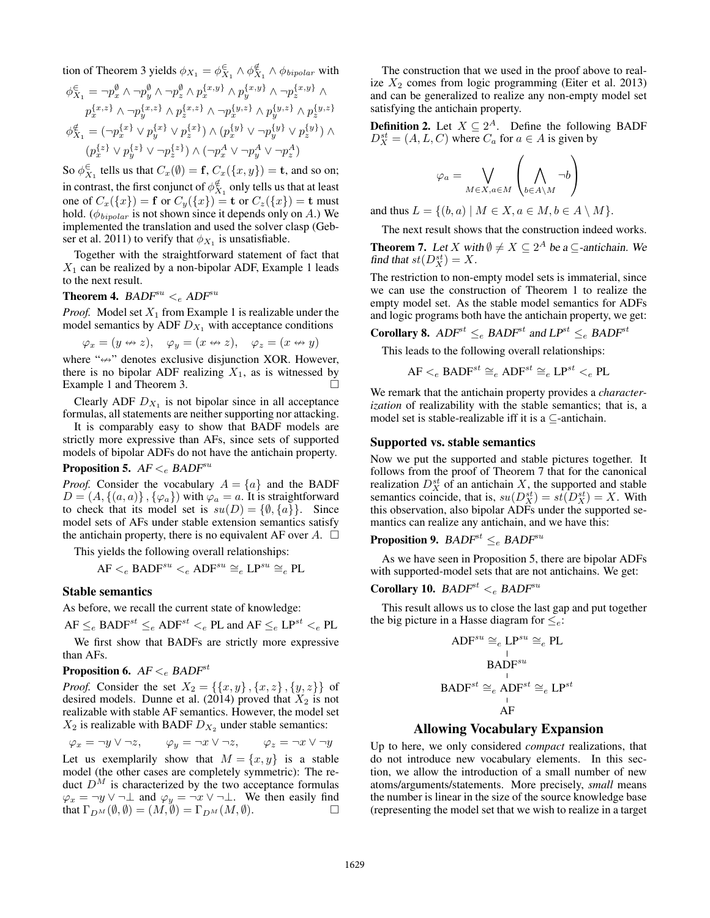tion of Theorem 3 yields $\phi_{X_1} = \phi^{\in}_{X_1} \wedge \phi^{\notin}_{X_1} \wedge \phi_{bipolar}$ with

$$\phi^{\in}_{X_1} = \neg p^{\emptyset}_x \wedge \neg p^{\emptyset}_y \wedge \neg p^{\emptyset}_z \wedge p^{\{x,y\}}_x \wedge p^{\{x,y\}}_y \wedge \neg p^{\{x,y\}}_z \wedge$$
$$p^{\{x,z\}}_x \wedge \neg p^{\{x,z\}}_y \wedge p^{\{x,z\}}_z \wedge \neg p^{\{y,z\}}_x \wedge p^{\{y,z\}}_y \wedge p^{\{y,z\}}_z$$
$$\phi^{\notin}_{X_1} = (\neg p^{\{x\}}_x \vee p^{\{x\}}_y \vee p^{\{x\}}_z) \wedge (p^{\{y\}}_x \vee \neg p^{\{y\}}_y \vee p^{\{y\}}_z) \wedge$$
$$(p^{\{z\}}_x \vee p^{\{z\}}_y \vee \neg p^{\{z\}}_z) \wedge (\neg p^A_x \vee \neg p^A_y \vee \neg p^A_z)$$

So $\phi^{\in}_{X_1}$ tells us that $C_x(\emptyset) = \mathbf{f}$, $C_x(\{x,y\}) = \mathbf{t}$, and so on; in contrast, the first conjunct of $\phi^{\notin}_{X_1}$ only tells us that at least one of $C_x(\{x\}) = \mathbf{f}$ or $C_y(\{x\}) = \mathbf{t}$ or $C_z(\{x\}) = \mathbf{t}$ must hold. ($\phi_{bipolar}$ is not shown since it depends only on $A$.) We implemented the translation and used the solver clasp (Gebser et al. 2011) to verify that $\phi_{X_1}$ is unsatisfiable.

Together with the straightforward statement of fact that $X_1$ can be realized by a non-bipolar ADF, Example 1 leads to the next result.

**Theorem 4.** *BADF$^{su}$ $<_e$ ADF$^{su}$*

*Proof.* Model set $X_1$ from Example 1 is realizable under the model semantics by ADF $D_{X_1}$ with acceptance conditions

$$\varphi_x = (y \not\leftrightarrow z), \quad \varphi_y = (x \not\leftrightarrow z), \quad \varphi_z = (x \not\leftrightarrow y)$$

where "$\not\leftrightarrow$" denotes exclusive disjunction XOR. However, there is no bipolar ADF realizing $X_1$, as is witnessed by Example 1 and Theorem 3. □

Clearly ADF $D_{X_1}$ is not bipolar since in all acceptance formulas, all statements are neither supporting nor attacking.

It is comparably easy to show that BADF models are strictly more expressive than AFs, since sets of supported models of bipolar ADFs do not have the antichain property.

**Proposition 5.** *AF $<_e$ BADF$^{su}$*

*Proof.* Consider the vocabulary $A = \{a\}$ and the BADF $D = (A, \{(a,a)\}, \{\varphi_a\})$ with $\varphi_a = a$. It is straightforward to check that its model set is $su(D) = \{\emptyset, \{a\}\}$. Since model sets of AFs under stable extension semantics satisfy the antichain property, there is no equivalent AF over $A$. □

This yields the following overall relationships:

$$\text{AF} <_e \text{BADF}^{su} <_e \text{ADF}^{su} \cong_e \text{LP}^{su} \cong_e \text{PL}$$

### Stable semantics

As before, we recall the current state of knowledge:

$$\text{AF} \leq_e \text{BADF}^{st} \leq_e \text{ADF}^{st} <_e \text{PL and AF} \leq_e \text{LP}^{st} <_e \text{PL}$$

We first show that BADFs are strictly more expressive than AFs.

**Proposition 6.** *AF $<_e$ BADF$^{st}$*

*Proof.* Consider the set $X_2 = \{\{x,y\}, \{x,z\}, \{y,z\}\}$ of desired models. Dunne et al. (2014) proved that $X_2$ is not realizable with stable AF semantics. However, the model set $X_2$ is realizable with BADF $D_{X_2}$ under stable semantics:

$$\varphi_x = \neg y \vee \neg z, \qquad \varphi_y = \neg x \vee \neg z, \qquad \varphi_z = \neg x \vee \neg y$$

Let us exemplarily show that $M = \{x,y\}$ is a stable model (the other cases are completely symmetric): The reduct $D^M$ is characterized by the two acceptance formulas $\varphi_x = \neg y \vee \neg \bot$ and $\varphi_y = \neg x \vee \neg \bot$. We then easily find that $\Gamma_{D^M}(\emptyset, \emptyset) = (M, \emptyset) = \Gamma_{D^M}(M, \emptyset)$. □

The construction that we used in the proof above to realize $X_2$ comes from logic programming (Eiter et al. 2013) and can be generalized to realize any non-empty model set satisfying the antichain property.

**Definition 2.** Let $X \subseteq 2^A$. Define the following BADF $D^{st}_X = (A, L, C)$ where $C_a$ for $a \in A$ is given by

$$\varphi_a = \bigvee_{M \in X, a \in M} \left( \bigwedge_{b \in A \setminus M} \neg b \right)$$

and thus $L = \{(b,a) \mid M \in X, a \in M, b \in A \setminus M\}$.

The next result shows that the construction indeed works.

**Theorem 7.** *Let $X$ with $\emptyset \neq X \subseteq 2^A$ be a $\subseteq$-antichain. We find that $st(D^{st}_X) = X$.*

The restriction to non-empty model sets is immaterial, since we can use the construction of Theorem 1 to realize the empty model set. As the stable model semantics for ADFs and logic programs both have the antichain property, we get:

**Corollary 8.** *ADF$^{st}$ $\leq_e$ BADF$^{st}$ and LP$^{st}$ $\leq_e$ BADF$^{st}$*

This leads to the following overall relationships:

$$\text{AF} <_e \text{BADF}^{st} \cong_e \text{ADF}^{st} \cong_e \text{LP}^{st} <_e \text{PL}$$

We remark that the antichain property provides a *characterization* of realizability with the stable semantics; that is, a model set is stable-realizable iff it is a $\subseteq$-antichain.

### Supported vs. stable semantics

Now we put the supported and stable pictures together. It follows from the proof of Theorem 7 that for the canonical realization $D^{st}_X$ of an antichain $X$, the supported and stable semantics coincide, that is, $su(D^{st}_X) = st(D^{st}_X) = X$. With this observation, also bipolar ADFs under the supported semantics can realize any antichain, and we have this:

**Proposition 9.** *BADF$^{st}$ $\leq_e$ BADF$^{su}$*

As we have seen in Proposition 5, there are bipolar ADFs with supported-model sets that are not antichains. We get:

**Corollary 10.** *BADF$^{st}$ $<_e$ BADF$^{su}$*

This result allows us to close the last gap and put together the big picture in a Hasse diagram for $\leq_e$:

$$\text{ADF}^{su} \cong_e \text{LP}^{su} \cong_e \text{PL}$$
$$|$$
$$\text{BADF}^{su}$$
$$|$$
$$\text{BADF}^{st} \cong_e \text{ADF}^{st} \cong_e \text{LP}^{st}$$
$$|$$
$$\text{AF}$$

## Allowing Vocabulary Expansion

Up to here, we only considered *compact* realizations, that do not introduce new vocabulary elements. In this section, we allow the introduction of a small number of new atoms/arguments/statements. More precisely, *small* means the number is linear in the size of the source knowledge base (representing the model set that we wish to realize in a target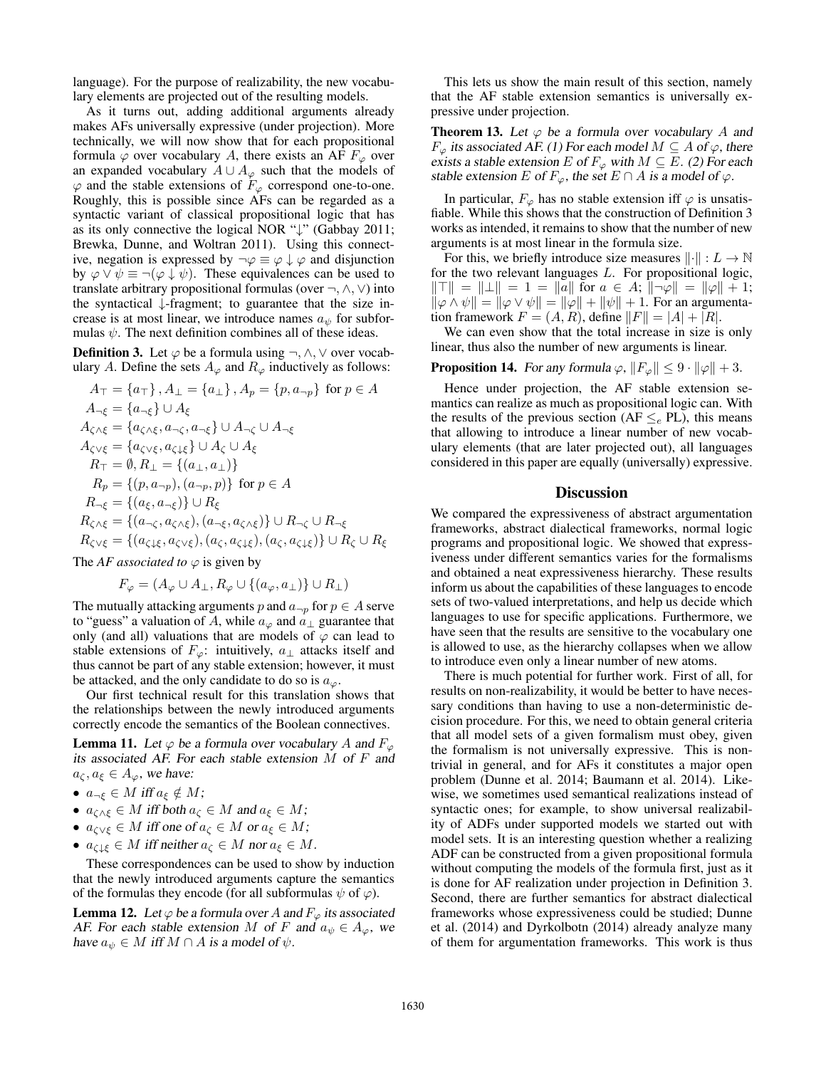language). For the purpose of realizability, the new vocabulary elements are projected out of the resulting models.

As it turns out, adding additional arguments already makes AFs universally expressive (under projection). More technically, we will now show that for each propositional formula $\varphi$ over vocabulary $A$, there exists an AF $F_\varphi$ over an expanded vocabulary $A \cup A_\varphi$ such that the models of $\varphi$ and the stable extensions of $F_\varphi$ correspond one-to-one. Roughly, this is possible since AFs can be regarded as a syntactic variant of classical propositional logic that has as its only connective the logical NOR "$\downarrow$" (Gabbay 2011; Brewka, Dunne, and Woltran 2011). Using this connective, negation is expressed by $\neg\varphi \equiv \varphi \downarrow \varphi$ and disjunction by $\varphi \vee \psi \equiv \neg(\varphi \downarrow \psi)$. These equivalences can be used to translate arbitrary propositional formulas (over $\neg, \wedge, \vee$) into the syntactical $\downarrow$-fragment; to guarantee that the size increase is at most linear, we introduce names $a_\psi$ for subformulas $\psi$. The next definition combines all of these ideas.

**Definition 3.** Let $\varphi$ be a formula using $\neg, \wedge, \vee$ over vocabulary $A$. Define the sets $A_\varphi$ and $R_\varphi$ inductively as follows:

$$
\begin{aligned}
A_\top &= \{a_\top\}, A_\bot = \{a_\bot\}, A_p = \{p, a_{\neg p}\} \text{ for } p \in A \\
A_{\neg\xi} &= \{a_{\neg\xi}\} \cup A_\xi \\
A_{\zeta\wedge\xi} &= \{a_{\zeta\wedge\xi}, a_{\neg\zeta}, a_{\neg\xi}\} \cup A_{\neg\zeta} \cup A_{\neg\xi} \\
A_{\zeta\vee\xi} &= \{a_{\zeta\vee\xi}, a_{\zeta\downarrow\xi}\} \cup A_\zeta \cup A_\xi \\
R_\top &= \emptyset, R_\bot = \{(a_\bot, a_\bot)\} \\
R_p &= \{(p, a_{\neg p}), (a_{\neg p}, p)\} \text{ for } p \in A \\
R_{\neg\xi} &= \{(a_\xi, a_{\neg\xi})\} \cup R_\xi \\
R_{\zeta\wedge\xi} &= \{(a_{\neg\zeta}, a_{\zeta\wedge\xi}), (a_{\neg\xi}, a_{\zeta\wedge\xi})\} \cup R_{\neg\zeta} \cup R_{\neg\xi} \\
R_{\zeta\vee\xi} &= \{(a_{\zeta\downarrow\xi}, a_{\zeta\vee\xi}), (a_\zeta, a_{\zeta\downarrow\xi}), (a_\zeta, a_{\zeta\downarrow\xi})\} \cup R_\zeta \cup R_\xi
\end{aligned}
$$

The *AF associated to* $\varphi$ is given by

$$F_\varphi = (A_\varphi \cup A_\bot, R_\varphi \cup \{(a_\varphi, a_\bot)\} \cup R_\bot)$$

The mutually attacking arguments $p$ and $a_{\neg p}$ for $p \in A$ serve to "guess" a valuation of $A$, while $a_\varphi$ and $a_\bot$ guarantee that only (and all) valuations that are models of $\varphi$ can lead to stable extensions of $F_\varphi$: intuitively, $a_\bot$ attacks itself and thus cannot be part of any stable extension; however, it must be attacked, and the only candidate to do so is $a_\varphi$.

Our first technical result for this translation shows that the relationships between the newly introduced arguments correctly encode the semantics of the Boolean connectives.

**Lemma 11.** *Let $\varphi$ be a formula over vocabulary $A$ and $F_\varphi$ its associated AF. For each stable extension $M$ of $F$ and $a_\zeta, a_\xi \in A_\varphi$, we have:*

- *$a_{\neg\xi} \in M$ iff $a_\xi \notin M$;*
- *$a_{\zeta\wedge\xi} \in M$ iff both $a_\zeta \in M$ and $a_\xi \in M$;*
- *$a_{\zeta\vee\xi} \in M$ iff one of $a_\zeta \in M$ or $a_\xi \in M$;*
- *$a_{\zeta\downarrow\xi} \in M$ iff neither $a_\zeta \in M$ nor $a_\xi \in M$.*

These correspondences can be used to show by induction that the newly introduced arguments capture the semantics of the formulas they encode (for all subformulas $\psi$ of $\varphi$).

**Lemma 12.** *Let $\varphi$ be a formula over $A$ and $F_\varphi$ its associated AF. For each stable extension $M$ of $F$ and $a_\psi \in A_\varphi$, we have $a_\psi \in M$ iff $M \cap A$ is a model of $\psi$.*

This lets us show the main result of this section, namely that the AF stable extension semantics is universally expressive under projection.

**Theorem 13.** *Let $\varphi$ be a formula over vocabulary $A$ and $F_\varphi$ its associated AF. (1) For each model $M \subseteq A$ of $\varphi$, there exists a stable extension $E$ of $F_\varphi$ with $M \subseteq E$. (2) For each stable extension $E$ of $F_\varphi$, the set $E \cap A$ is a model of $\varphi$.*

In particular, $F_\varphi$ has no stable extension iff $\varphi$ is unsatisfiable. While this shows that the construction of Definition 3 works as intended, it remains to show that the number of new arguments is at most linear in the formula size.

For this, we briefly introduce size measures $\|\cdot\| : L \to \mathbb{N}$ for the two relevant languages $L$. For propositional logic, $\|\top\| = \|\bot\| = 1 = \|a\|$ for $a \in A$; $\|\neg\varphi\| = \|\varphi\| + 1$; $\|\varphi \wedge \psi\| = \|\varphi \vee \psi\| = \|\varphi\| + \|\psi\| + 1$. For an argumentation framework $F = (A, R)$, define $\|F\| = |A| + |R|$.

We can even show that the total increase in size is only linear, thus also the number of new arguments is linear.

**Proposition 14.** *For any formula $\varphi$, $\|F_\varphi\| \le 9 \cdot \|\varphi\| + 3$.*

Hence under projection, the AF stable extension semantics can realize as much as propositional logic can. With the results of the previous section (AF $\le_e$ PL), this means that allowing to introduce a linear number of new vocabulary elements (that are later projected out), all languages considered in this paper are equally (universally) expressive.

## Discussion

We compared the expressiveness of abstract argumentation frameworks, abstract dialectical frameworks, normal logic programs and propositional logic. We showed that expressiveness under different semantics varies for the formalisms and obtained a neat expressiveness hierarchy. These results inform us about the capabilities of these languages to encode sets of two-valued interpretations, and help us decide which languages to use for specific applications. Furthermore, we have seen that the results are sensitive to the vocabulary one is allowed to use, as the hierarchy collapses when we allow to introduce even only a linear number of new atoms.

There is much potential for further work. First of all, for results on non-realizability, it would be better to have necessary conditions than having to use a non-deterministic decision procedure. For this, we need to obtain general criteria that all model sets of a given formalism must obey, given the formalism is not universally expressive. This is non-trivial in general, and for AFs it constitutes a major open problem (Dunne et al. 2014; Baumann et al. 2014). Likewise, we sometimes used semantical realizations instead of syntactic ones; for example, to show universal realizability of ADFs under supported models we started out with model sets. It is an interesting question whether a realizing ADF can be constructed from a given propositional formula without computing the models of the formula first, just as it is done for AF realization under projection in Definition 3. Second, there are further semantics for abstract dialectical frameworks whose expressiveness could be studied; Dunne et al. (2014) and Dyrkolbotn (2014) already analyze many of them for argumentation frameworks. This work is thus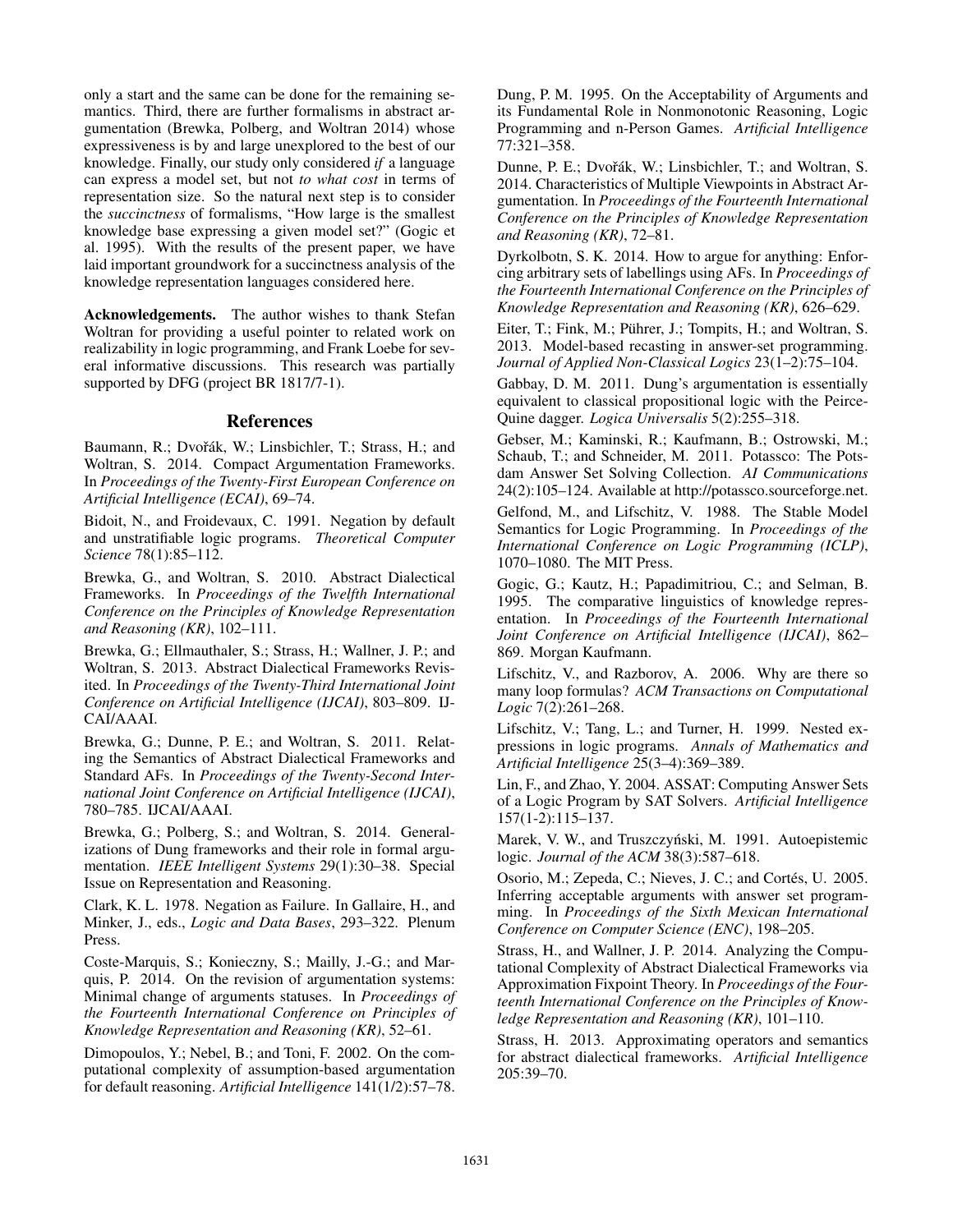only a start and the same can be done for the remaining semantics. Third, there are further formalisms in abstract argumentation (Brewka, Polberg, and Woltran 2014) whose expressiveness is by and large unexplored to the best of our knowledge. Finally, our study only considered *if* a language can express a model set, but not *to what cost* in terms of representation size. So the natural next step is to consider the *succinctness* of formalisms, "How large is the smallest knowledge base expressing a given model set?" (Gogic et al. 1995). With the results of the present paper, we have laid important groundwork for a succinctness analysis of the knowledge representation languages considered here.

**Acknowledgements.** The author wishes to thank Stefan Woltran for providing a useful pointer to related work on realizability in logic programming, and Frank Loebe for several informative discussions. This research was partially supported by DFG (project BR 1817/7-1).

## References

Baumann, R.; Dvořák, W.; Linsbichler, T.; Strass, H.; and Woltran, S. 2014. Compact Argumentation Frameworks. In *Proceedings of the Twenty-First European Conference on Artificial Intelligence (ECAI)*, 69–74.

Bidoit, N., and Froidevaux, C. 1991. Negation by default and unstratifiable logic programs. *Theoretical Computer Science* 78(1):85–112.

Brewka, G., and Woltran, S. 2010. Abstract Dialectical Frameworks. In *Proceedings of the Twelfth International Conference on the Principles of Knowledge Representation and Reasoning (KR)*, 102–111.

Brewka, G.; Ellmauthaler, S.; Strass, H.; Wallner, J. P.; and Woltran, S. 2013. Abstract Dialectical Frameworks Revisited. In *Proceedings of the Twenty-Third International Joint Conference on Artificial Intelligence (IJCAI)*, 803–809. IJCAI/AAAI.

Brewka, G.; Dunne, P. E.; and Woltran, S. 2011. Relating the Semantics of Abstract Dialectical Frameworks and Standard AFs. In *Proceedings of the Twenty-Second International Joint Conference on Artificial Intelligence (IJCAI)*, 780–785. IJCAI/AAAI.

Brewka, G.; Polberg, S.; and Woltran, S. 2014. Generalizations of Dung frameworks and their role in formal argumentation. *IEEE Intelligent Systems* 29(1):30–38. Special Issue on Representation and Reasoning.

Clark, K. L. 1978. Negation as Failure. In Gallaire, H., and Minker, J., eds., *Logic and Data Bases*, 293–322. Plenum Press.

Coste-Marquis, S.; Konieczny, S.; Mailly, J.-G.; and Marquis, P. 2014. On the revision of argumentation systems: Minimal change of arguments statuses. In *Proceedings of the Fourteenth International Conference on Principles of Knowledge Representation and Reasoning (KR)*, 52–61.

Dimopoulos, Y.; Nebel, B.; and Toni, F. 2002. On the computational complexity of assumption-based argumentation for default reasoning. *Artificial Intelligence* 141(1/2):57–78.

Dung, P. M. 1995. On the Acceptability of Arguments and its Fundamental Role in Nonmonotonic Reasoning, Logic Programming and n-Person Games. *Artificial Intelligence* 77:321–358.

Dunne, P. E.; Dvořák, W.; Linsbichler, T.; and Woltran, S. 2014. Characteristics of Multiple Viewpoints in Abstract Argumentation. In *Proceedings of the Fourteenth International Conference on the Principles of Knowledge Representation and Reasoning (KR)*, 72–81.

Dyrkolbotn, S. K. 2014. How to argue for anything: Enforcing arbitrary sets of labellings using AFs. In *Proceedings of the Fourteenth International Conference on the Principles of Knowledge Representation and Reasoning (KR)*, 626–629.

Eiter, T.; Fink, M.; Pührer, J.; Tompits, H.; and Woltran, S. 2013. Model-based recasting in answer-set programming. *Journal of Applied Non-Classical Logics* 23(1–2):75–104.

Gabbay, D. M. 2011. Dung's argumentation is essentially equivalent to classical propositional logic with the Peirce-Quine dagger. *Logica Universalis* 5(2):255–318.

Gebser, M.; Kaminski, R.; Kaufmann, B.; Ostrowski, M.; Schaub, T.; and Schneider, M. 2011. Potassco: The Potsdam Answer Set Solving Collection. *AI Communications* 24(2):105–124. Available at http://potassco.sourceforge.net.

Gelfond, M., and Lifschitz, V. 1988. The Stable Model Semantics for Logic Programming. In *Proceedings of the International Conference on Logic Programming (ICLP)*, 1070–1080. The MIT Press.

Gogic, G.; Kautz, H.; Papadimitriou, C.; and Selman, B. 1995. The comparative linguistics of knowledge representation. In *Proceedings of the Fourteenth International Joint Conference on Artificial Intelligence (IJCAI)*, 862–869. Morgan Kaufmann.

Lifschitz, V., and Razborov, A. 2006. Why are there so many loop formulas? *ACM Transactions on Computational Logic* 7(2):261–268.

Lifschitz, V.; Tang, L.; and Turner, H. 1999. Nested expressions in logic programs. *Annals of Mathematics and Artificial Intelligence* 25(3–4):369–389.

Lin, F., and Zhao, Y. 2004. ASSAT: Computing Answer Sets of a Logic Program by SAT Solvers. *Artificial Intelligence* 157(1-2):115–137.

Marek, V. W., and Truszczyński, M. 1991. Autoepistemic logic. *Journal of the ACM* 38(3):587–618.

Osorio, M.; Zepeda, C.; Nieves, J. C.; and Cortés, U. 2005. Inferring acceptable arguments with answer set programming. In *Proceedings of the Sixth Mexican International Conference on Computer Science (ENC)*, 198–205.

Strass, H., and Wallner, J. P. 2014. Analyzing the Computational Complexity of Abstract Dialectical Frameworks via Approximation Fixpoint Theory. In *Proceedings of the Fourteenth International Conference on the Principles of Knowledge Representation and Reasoning (KR)*, 101–110.

Strass, H. 2013. Approximating operators and semantics for abstract dialectical frameworks. *Artificial Intelligence* 205:39–70.